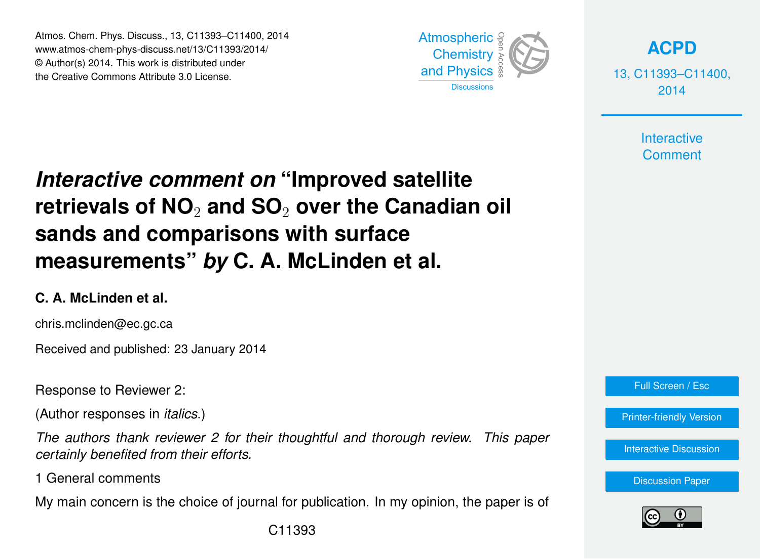# *Interactive comment on* "Improved satellite retrievals of $NO_2$ and $SO_2$ over the Canadian oil sands and comparisons with surface measurements" *by* C. A. McLinden et al.

**C. A. McLinden et al.**

chris.mclinden@ec.gc.ca

Received and published: 23 January 2014

Response to Reviewer 2:

(Author responses in *italics*.)

*The authors thank reviewer 2 for their thoughtful and thorough review. This paper certainly benefited from their efforts.*

1 General comments

My main concern is the choice of journal for publication. In my opinion, the paper is of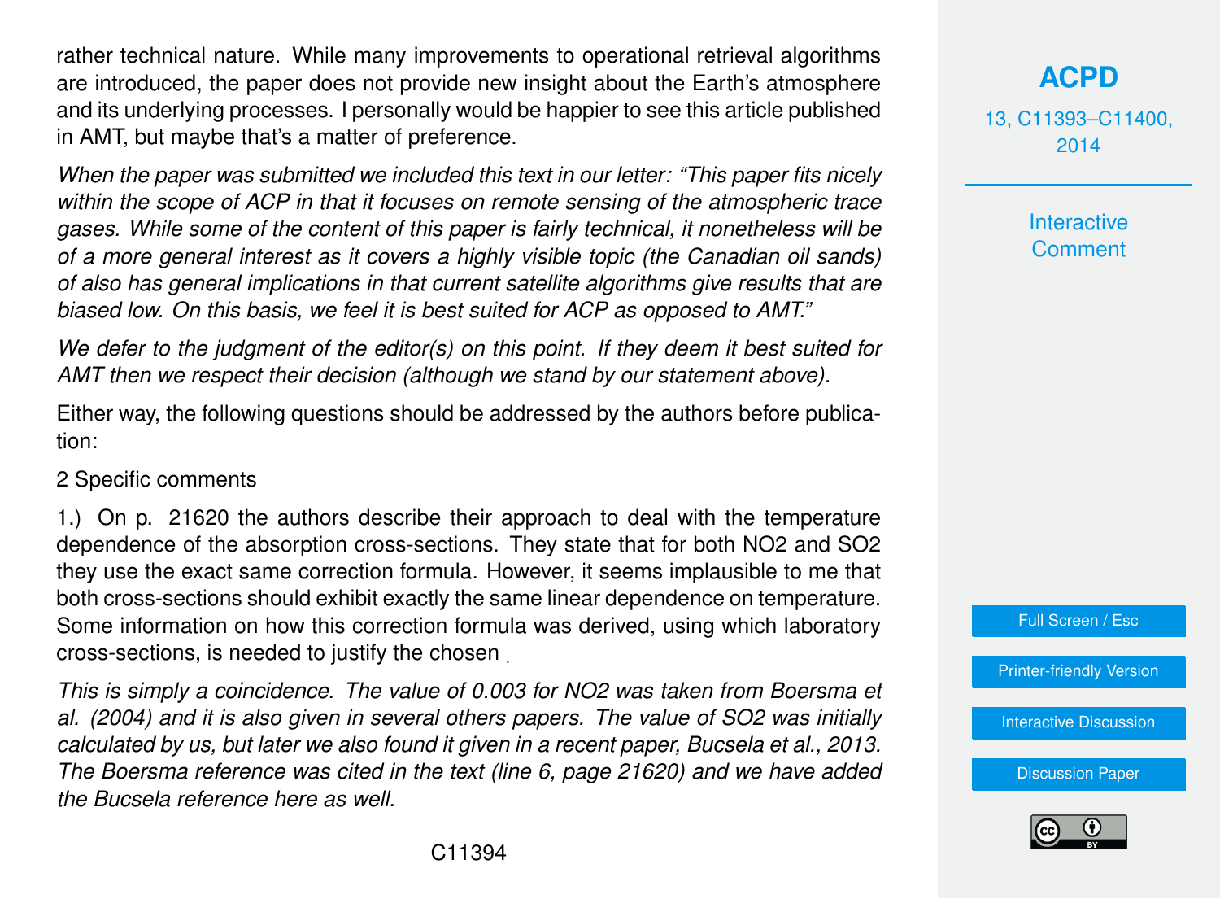rather technical nature. While many improvements to operational retrieval algorithms are introduced, the paper does not provide new insight about the Earth's atmosphere and its underlying processes. I personally would be happier to see this article published in AMT, but maybe that's a matter of preference.

*When the paper was submitted we included this text in our letter: "This paper fits nicely within the scope of ACP in that it focuses on remote sensing of the atmospheric trace gases. While some of the content of this paper is fairly technical, it nonetheless will be of a more general interest as it covers a highly visible topic (the Canadian oil sands) of also has general implications in that current satellite algorithms give results that are biased low. On this basis, we feel it is best suited for ACP as opposed to AMT."*

*We defer to the judgment of the editor(s) on this point. If they deem it best suited for AMT then we respect their decision (although we stand by our statement above).*

Either way, the following questions should be addressed by the authors before publication:

2 Specific comments

1.) On p. 21620 the authors describe their approach to deal with the temperature dependence of the absorption cross-sections. They state that for both NO2 and SO2 they use the exact same correction formula. However, it seems implausible to me that both cross-sections should exhibit exactly the same linear dependence on temperature. Some information on how this correction formula was derived, using which laboratory cross-sections, is needed to justify the chosen .

*This is simply a coincidence. The value of 0.003 for NO2 was taken from Boersma et al. (2004) and it is also given in several others papers. The value of SO2 was initially calculated by us, but later we also found it given in a recent paper, Bucsela et al., 2013. The Boersma reference was cited in the text (line 6, page 21620) and we have added the Bucsela reference here as well.*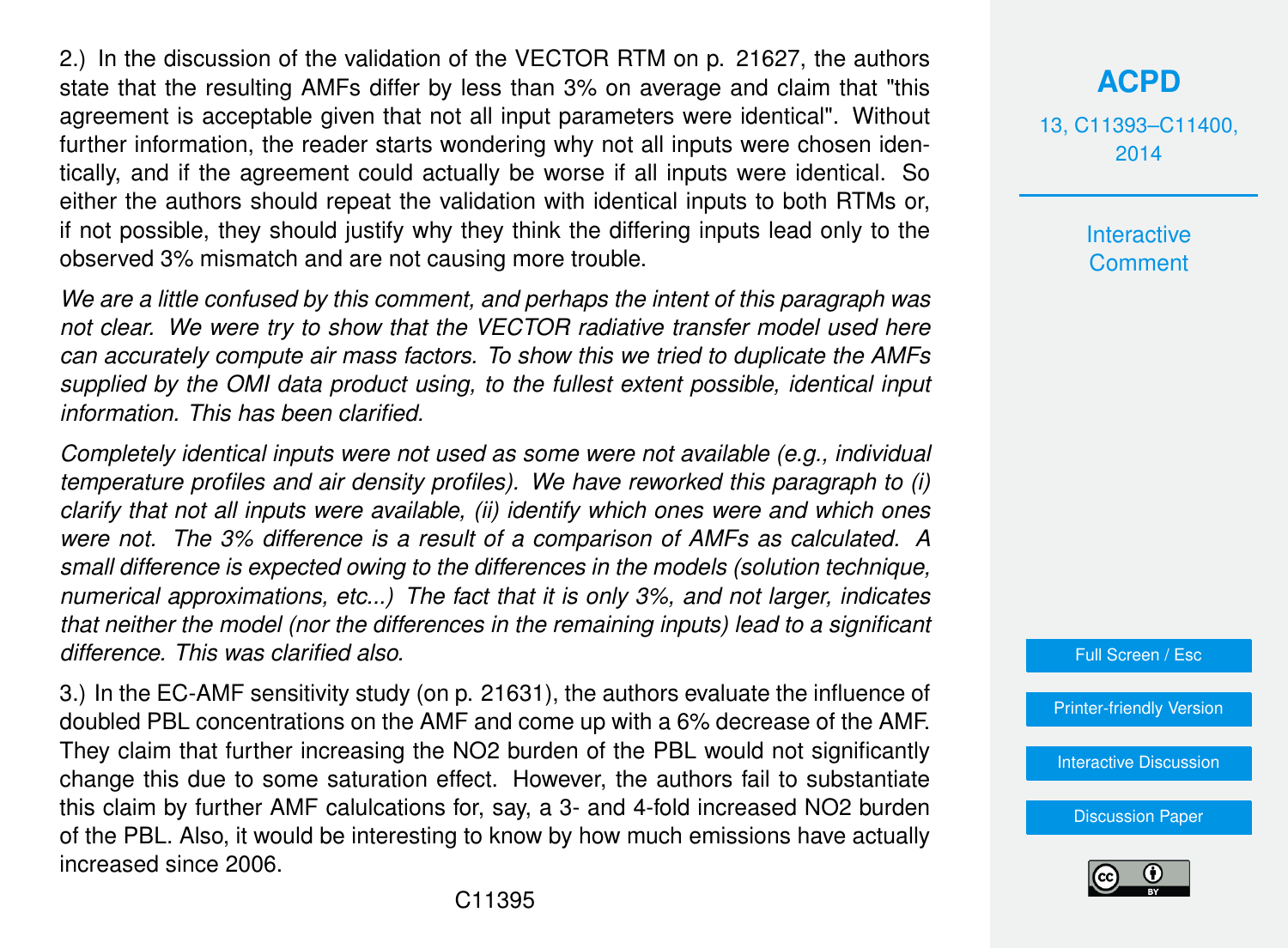2.) In the discussion of the validation of the VECTOR RTM on p. 21627, the authors state that the resulting AMFs differ by less than 3% on average and claim that "this agreement is acceptable given that not all input parameters were identical". Without further information, the reader starts wondering why not all inputs were chosen identically, and if the agreement could actually be worse if all inputs were identical. So either the authors should repeat the validation with identical inputs to both RTMs or, if not possible, they should justify why they think the differing inputs lead only to the observed 3% mismatch and are not causing more trouble.

*We are a little confused by this comment, and perhaps the intent of this paragraph was not clear. We were try to show that the VECTOR radiative transfer model used here can accurately compute air mass factors. To show this we tried to duplicate the AMFs supplied by the OMI data product using, to the fullest extent possible, identical input information. This has been clarified.*

*Completely identical inputs were not used as some were not available (e.g., individual temperature profiles and air density profiles). We have reworked this paragraph to (i) clarify that not all inputs were available, (ii) identify which ones were and which ones were not. The 3% difference is a result of a comparison of AMFs as calculated. A small difference is expected owing to the differences in the models (solution technique, numerical approximations, etc...) The fact that it is only 3%, and not larger, indicates that neither the model (nor the differences in the remaining inputs) lead to a significant difference. This was clarified also.*

3.) In the EC-AMF sensitivity study (on p. 21631), the authors evaluate the influence of doubled PBL concentrations on the AMF and come up with a 6% decrease of the AMF. They claim that further increasing the NO2 burden of the PBL would not significantly change this due to some saturation effect. However, the authors fail to substantiate this claim by further AMF calulcations for, say, a 3- and 4-fold increased NO2 burden of the PBL. Also, it would be interesting to know by how much emissions have actually increased since 2006.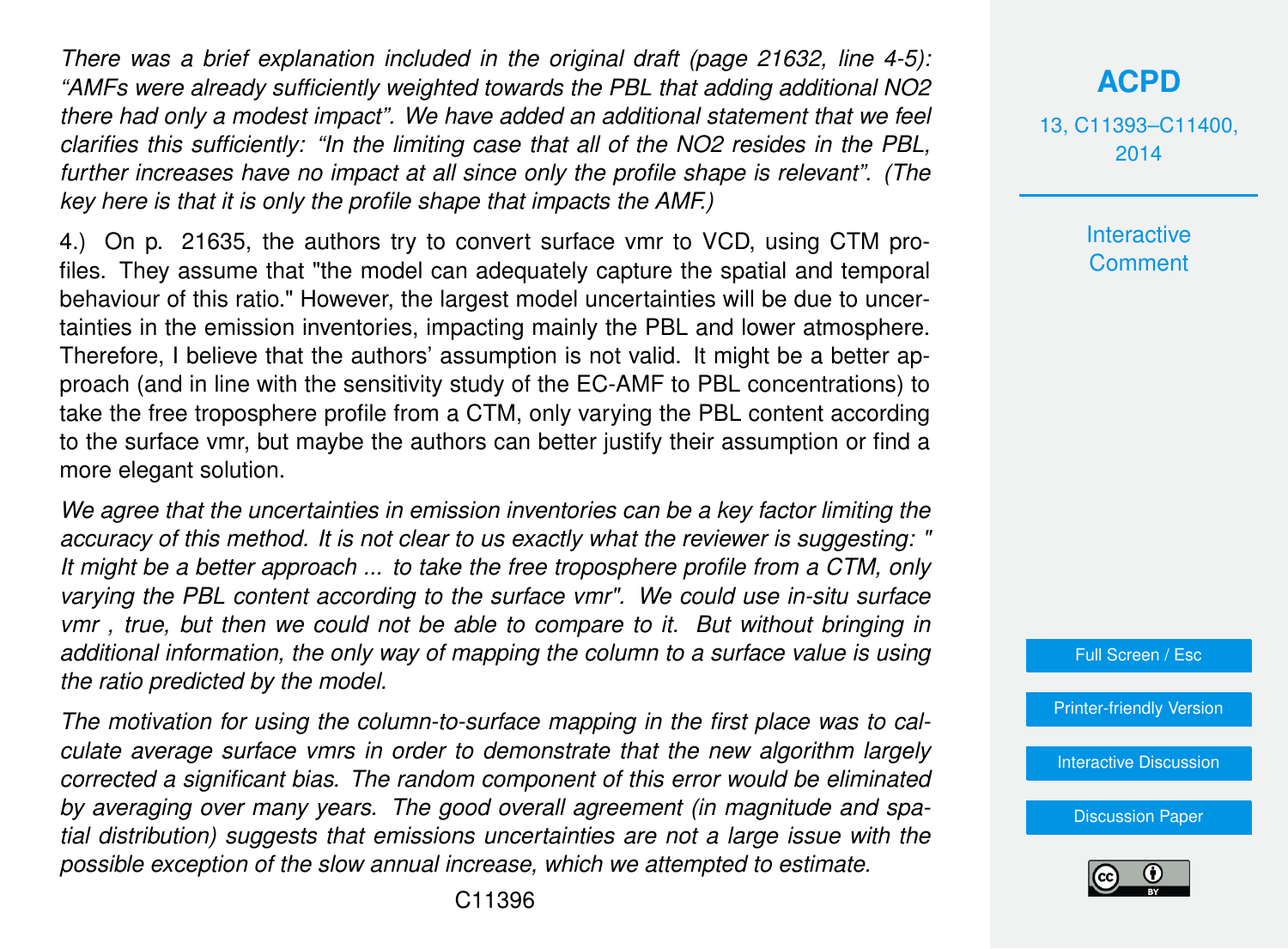*There was a brief explanation included in the original draft (page 21632, line 4-5): "AMFs were already sufficiently weighted towards the PBL that adding additional NO2 there had only a modest impact". We have added an additional statement that we feel clarifies this sufficiently: "In the limiting case that all of the NO2 resides in the PBL, further increases have no impact at all since only the profile shape is relevant". (The key here is that it is only the profile shape that impacts the AMF.)*

4.) On p. 21635, the authors try to convert surface vmr to VCD, using CTM profiles. They assume that "the model can adequately capture the spatial and temporal behaviour of this ratio." However, the largest model uncertainties will be due to uncertainties in the emission inventories, impacting mainly the PBL and lower atmosphere. Therefore, I believe that the authors' assumption is not valid. It might be a better approach (and in line with the sensitivity study of the EC-AMF to PBL concentrations) to take the free troposphere profile from a CTM, only varying the PBL content according to the surface vmr, but maybe the authors can better justify their assumption or find a more elegant solution.

*We agree that the uncertainties in emission inventories can be a key factor limiting the accuracy of this method. It is not clear to us exactly what the reviewer is suggesting: " It might be a better approach ... to take the free troposphere profile from a CTM, only varying the PBL content according to the surface vmr". We could use in-situ surface vmr , true, but then we could not be able to compare to it. But without bringing in additional information, the only way of mapping the column to a surface value is using the ratio predicted by the model.*

*The motivation for using the column-to-surface mapping in the first place was to calculate average surface vmrs in order to demonstrate that the new algorithm largely corrected a significant bias. The random component of this error would be eliminated by averaging over many years. The good overall agreement (in magnitude and spatial distribution) suggests that emissions uncertainties are not a large issue with the possible exception of the slow annual increase, which we attempted to estimate.*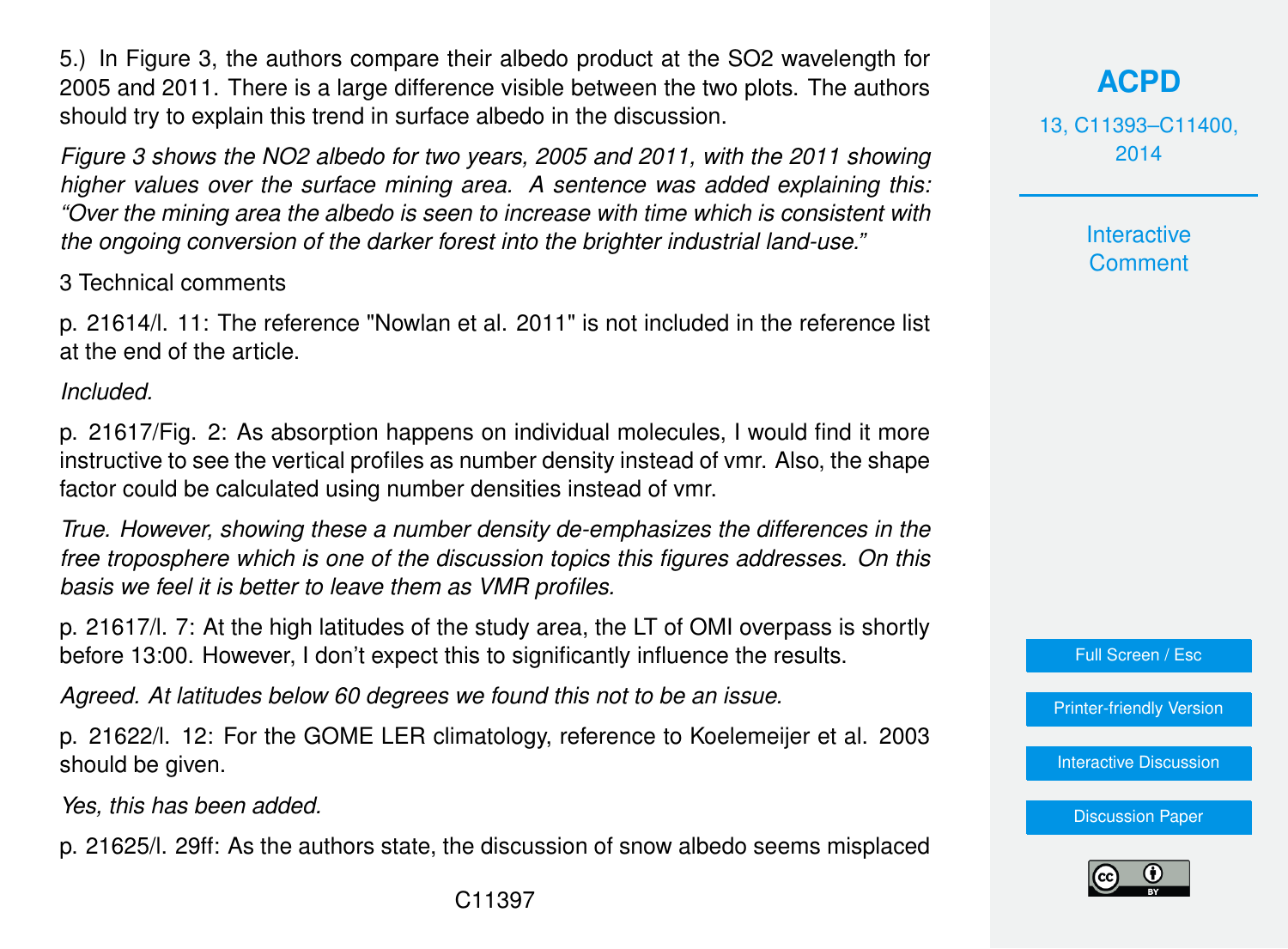5.) In Figure 3, the authors compare their albedo product at the $SO_2$ wavelength for 2005 and 2011. There is a large difference visible between the two plots. The authors should try to explain this trend in surface albedo in the discussion.

*Figure 3 shows the $NO_2$ albedo for two years, 2005 and 2011, with the 2011 showing higher values over the surface mining area. A sentence was added explaining this: "Over the mining area the albedo is seen to increase with time which is consistent with the ongoing conversion of the darker forest into the brighter industrial land-use."*

3 Technical comments

p. 21614/l. 11: The reference "Nowlan et al. 2011" is not included in the reference list at the end of the article.

*Included.*

p. 21617/Fig. 2: As absorption happens on individual molecules, I would find it more instructive to see the vertical profiles as number density instead of vmr. Also, the shape factor could be calculated using number densities instead of vmr.

*True. However, showing these a number density de-emphasizes the differences in the free troposphere which is one of the discussion topics this figures addresses. On this basis we feel it is better to leave them as VMR profiles.*

p. 21617/l. 7: At the high latitudes of the study area, the LT of OMI overpass is shortly before 13:00. However, I don't expect this to significantly influence the results.

*Agreed. At latitudes below 60 degrees we found this not to be an issue.*

p. 21622/l. 12: For the GOME LER climatology, reference to Koelemeijer et al. 2003 should be given.

*Yes, this has been added.*

p. 21625/l. 29ff: As the authors state, the discussion of snow albedo seems misplaced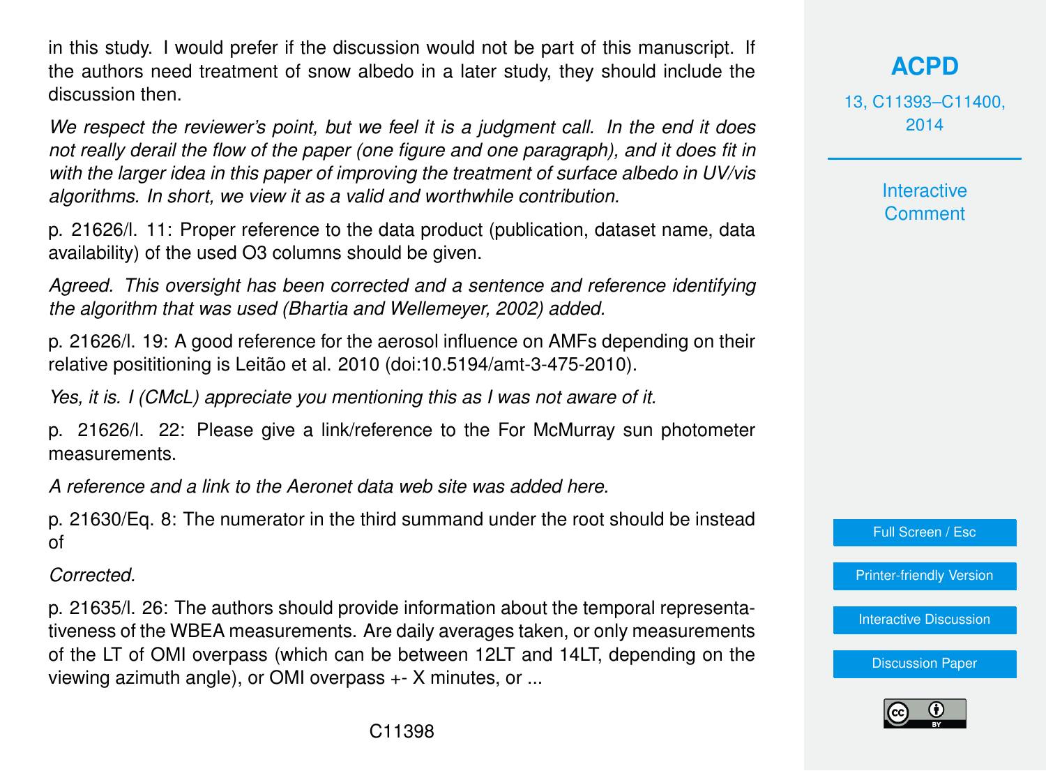in this study. I would prefer if the discussion would not be part of this manuscript. If the authors need treatment of snow albedo in a later study, they should include the discussion then.

*We respect the reviewer's point, but we feel it is a judgment call. In the end it does not really derail the flow of the paper (one figure and one paragraph), and it does fit in with the larger idea in this paper of improving the treatment of surface albedo in UV/vis algorithms. In short, we view it as a valid and worthwhile contribution.*

p. 21626/l. 11: Proper reference to the data product (publication, dataset name, data availability) of the used O3 columns should be given.

*Agreed. This oversight has been corrected and a sentence and reference identifying the algorithm that was used (Bhartia and Wellemeyer, 2002) added.*

p. 21626/l. 19: A good reference for the aerosol influence on AMFs depending on their relative posititioning is Leitão et al. 2010 (doi:10.5194/amt-3-475-2010).

*Yes, it is. I (CMcL) appreciate you mentioning this as I was not aware of it.*

p. 21626/l. 22: Please give a link/reference to the For McMurray sun photometer measurements.

*A reference and a link to the Aeronet data web site was added here.*

p. 21630/Eq. 8: The numerator in the third summand under the root should be instead of

*Corrected.*

p. 21635/l. 26: The authors should provide information about the temporal representativeness of the WBEA measurements. Are daily averages taken, or only measurements of the LT of OMI overpass (which can be between 12LT and 14LT, depending on the viewing azimuth angle), or OMI overpass +- X minutes, or ...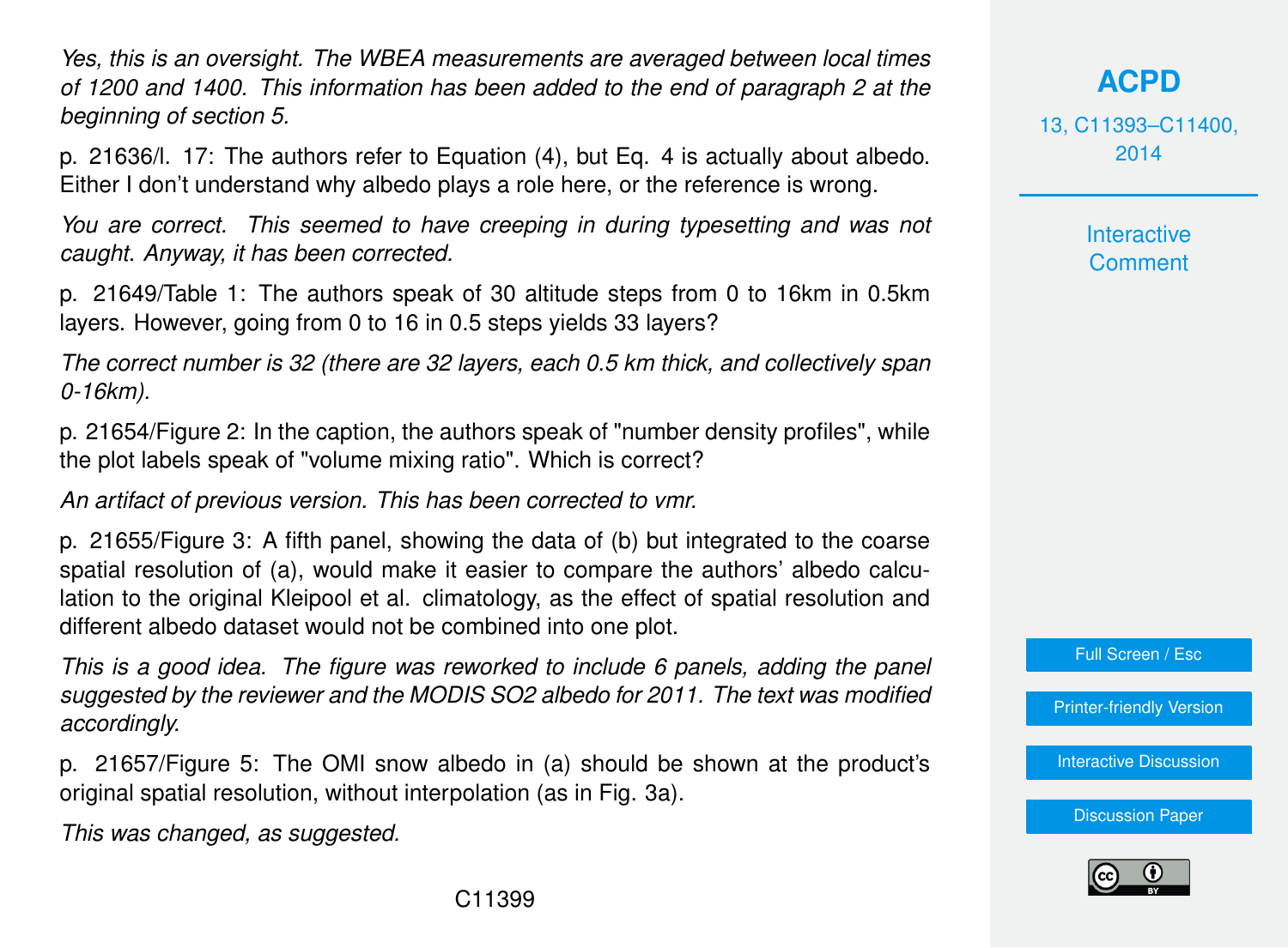*Yes, this is an oversight. The WBEA measurements are averaged between local times of 1200 and 1400. This information has been added to the end of paragraph 2 at the beginning of section 5.*

p. 21636/l. 17: The authors refer to Equation (4), but Eq. 4 is actually about albedo. Either I don't understand why albedo plays a role here, or the reference is wrong.

*You are correct. This seemed to have creeping in during typesetting and was not caught. Anyway, it has been corrected.*

p. 21649/Table 1: The authors speak of 30 altitude steps from 0 to 16km in 0.5km layers. However, going from 0 to 16 in 0.5 steps yields 33 layers?

*The correct number is 32 (there are 32 layers, each 0.5 km thick, and collectively span 0-16km).*

p. 21654/Figure 2: In the caption, the authors speak of "number density profiles", while the plot labels speak of "volume mixing ratio". Which is correct?

*An artifact of previous version. This has been corrected to vmr.*

p. 21655/Figure 3: A fifth panel, showing the data of (b) but integrated to the coarse spatial resolution of (a), would make it easier to compare the authors' albedo calculation to the original Kleipool et al. climatology, as the effect of spatial resolution and different albedo dataset would not be combined into one plot.

*This is a good idea. The figure was reworked to include 6 panels, adding the panel suggested by the reviewer and the MODIS SO2 albedo for 2011. The text was modified accordingly.*

p. 21657/Figure 5: The OMI snow albedo in (a) should be shown at the product's original spatial resolution, without interpolation (as in Fig. 3a).

*This was changed, as suggested.*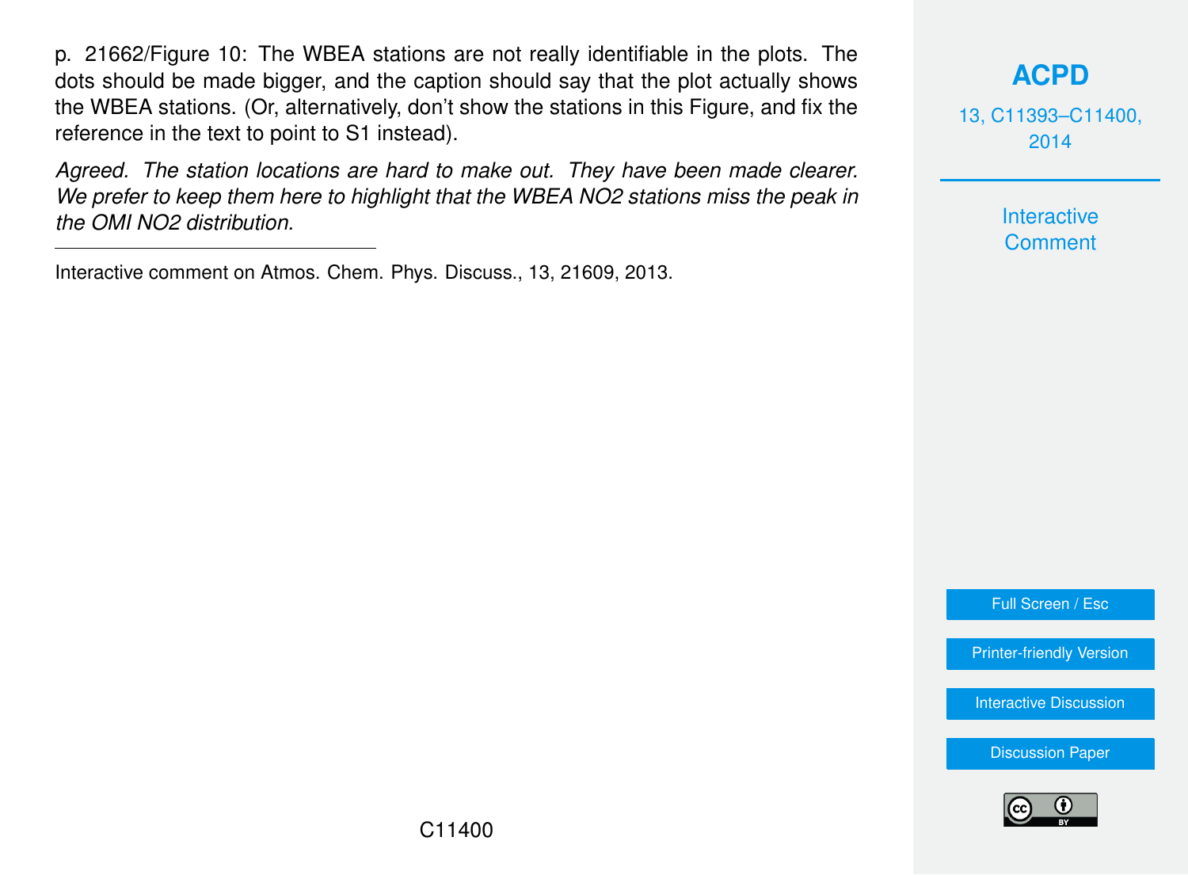p. 21662/Figure 10: The WBEA stations are not really identifiable in the plots. The dots should be made bigger, and the caption should say that the plot actually shows the WBEA stations. (Or, alternatively, don't show the stations in this Figure, and fix the reference in the text to point to S1 instead).

*Agreed. The station locations are hard to make out. They have been made clearer. We prefer to keep them here to highlight that the WBEA $NO_2$ stations miss the peak in the OMI $NO_2$ distribution.*

---

Interactive comment on Atmos. Chem. Phys. Discuss., 13, 21609, 2013.